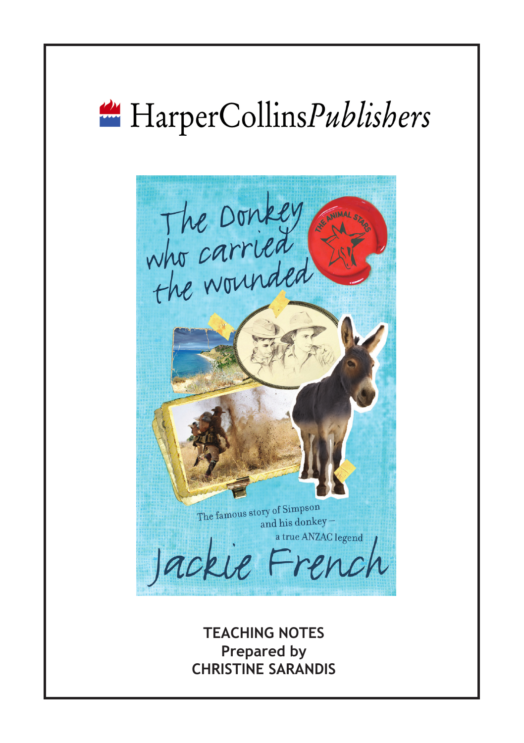HarperCollins*Publishers*

# The Donkey who carried the wounded

The famous story of Simpson and his donkey – a true ANZAC legend

Jackie French

**TEACHING NOTES**
**Prepared by**
**CHRISTINE SARANDIS**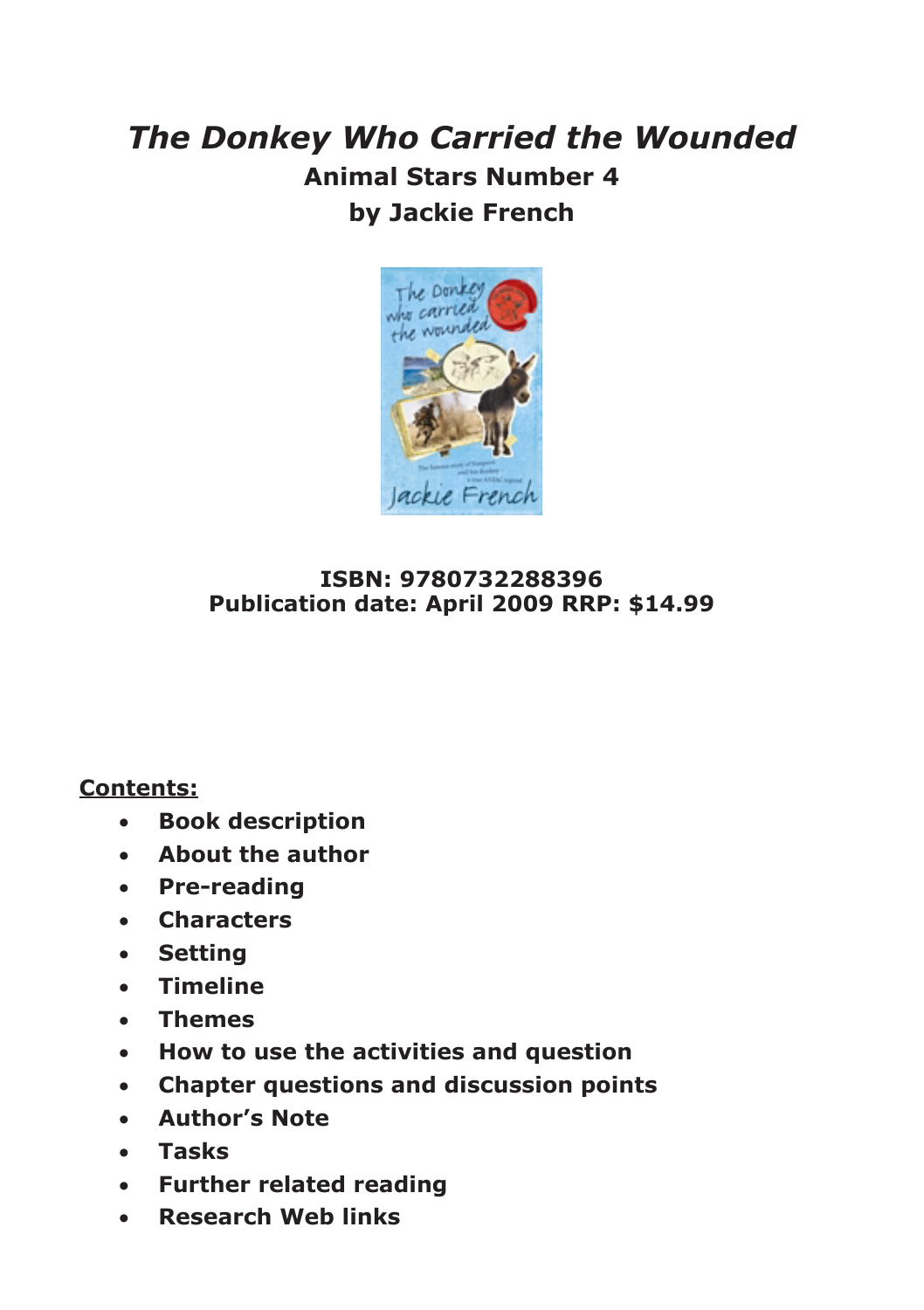# *The Donkey Who Carried the Wounded*

## Animal Stars Number 4

## by Jackie French

**ISBN: 9780732288396**
**Publication date: April 2009 RRP: $14.99**

**Contents:**

- **Book description**
- **About the author**
- **Pre-reading**
- **Characters**
- **Setting**
- **Timeline**
- **Themes**
- **How to use the activities and question**
- **Chapter questions and discussion points**
- **Author's Note**
- **Tasks**
- **Further related reading**
- **Research Web links**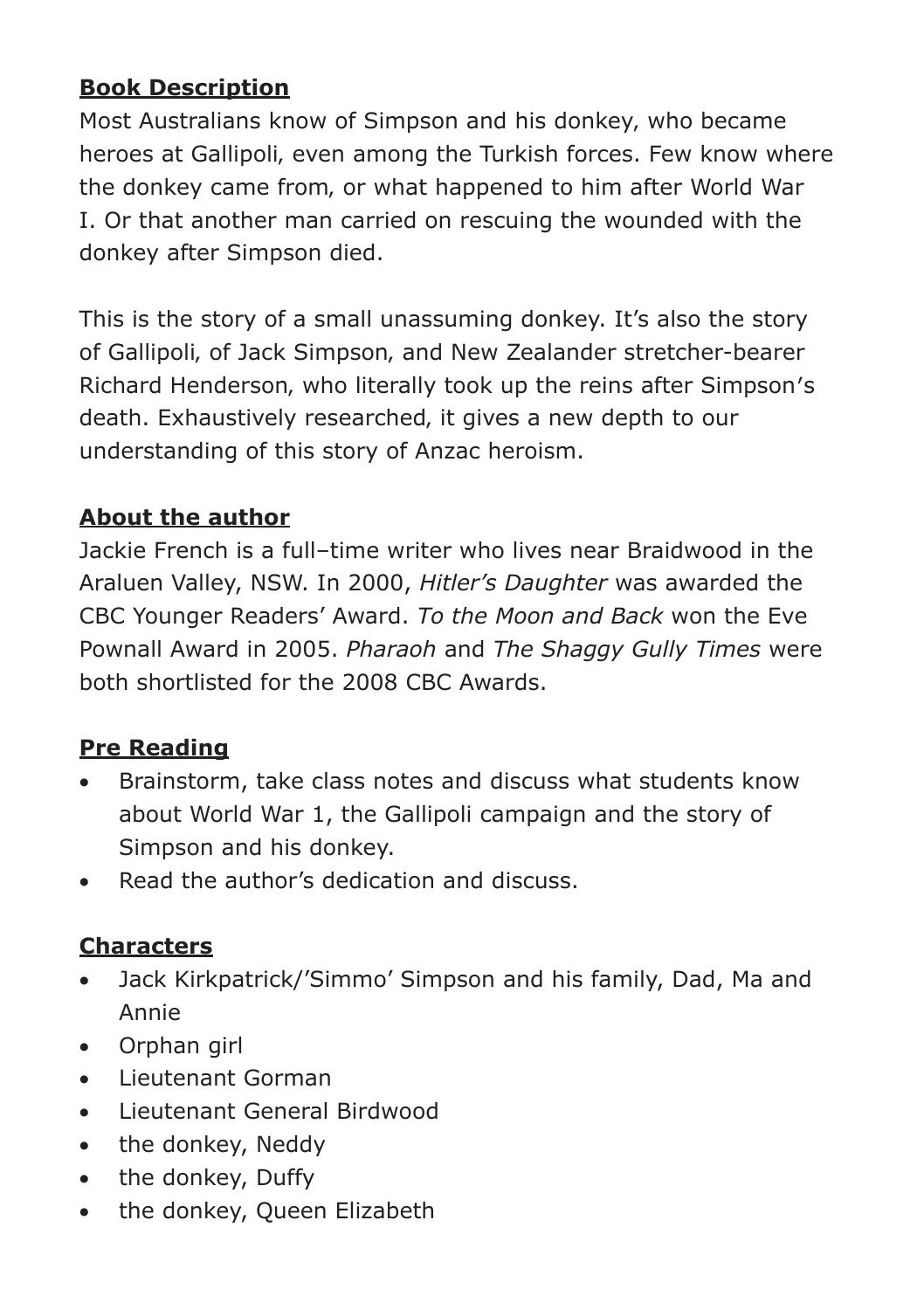## Book Description

Most Australians know of Simpson and his donkey, who became heroes at Gallipoli, even among the Turkish forces. Few know where the donkey came from, or what happened to him after World War I. Or that another man carried on rescuing the wounded with the donkey after Simpson died.

This is the story of a small unassuming donkey. It's also the story of Gallipoli, of Jack Simpson, and New Zealander stretcher-bearer Richard Henderson, who literally took up the reins after Simpson's death. Exhaustively researched, it gives a new depth to our understanding of this story of Anzac heroism.

## About the author

Jackie French is a full–time writer who lives near Braidwood in the Araluen Valley, NSW. In 2000, *Hitler's Daughter* was awarded the CBC Younger Readers' Award. *To the Moon and Back* won the Eve Pownall Award in 2005. *Pharaoh* and *The Shaggy Gully Times* were both shortlisted for the 2008 CBC Awards.

## Pre Reading

- Brainstorm, take class notes and discuss what students know about World War 1, the Gallipoli campaign and the story of Simpson and his donkey.
- Read the author's dedication and discuss.

## Characters

- Jack Kirkpatrick/'Simmo' Simpson and his family, Dad, Ma and Annie
- Orphan girl
- Lieutenant Gorman
- Lieutenant General Birdwood
- the donkey, Neddy
- the donkey, Duffy
- the donkey, Queen Elizabeth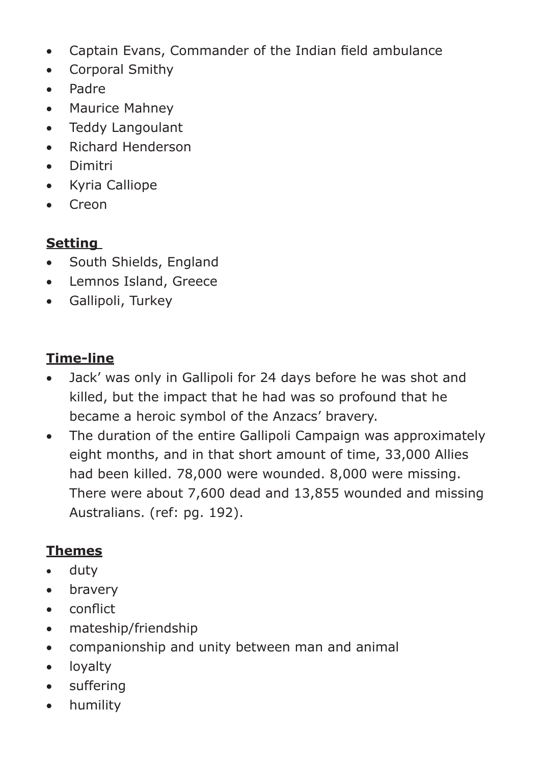- Captain Evans, Commander of the Indian field ambulance
- Corporal Smithy
- Padre
- Maurice Mahney
- Teddy Langoulant
- Richard Henderson
- Dimitri
- Kyria Calliope
- Creon

## **Setting**

- South Shields, England
- Lemnos Island, Greece
- Gallipoli, Turkey

## **Time-line**

- Jack' was only in Gallipoli for 24 days before he was shot and killed, but the impact that he had was so profound that he became a heroic symbol of the Anzacs' bravery.
- The duration of the entire Gallipoli Campaign was approximately eight months, and in that short amount of time, 33,000 Allies had been killed. 78,000 were wounded. 8,000 were missing. There were about 7,600 dead and 13,855 wounded and missing Australians. (ref: pg. 192).

## **Themes**

- duty
- bravery
- conflict
- mateship/friendship
- companionship and unity between man and animal
- loyalty
- suffering
- humility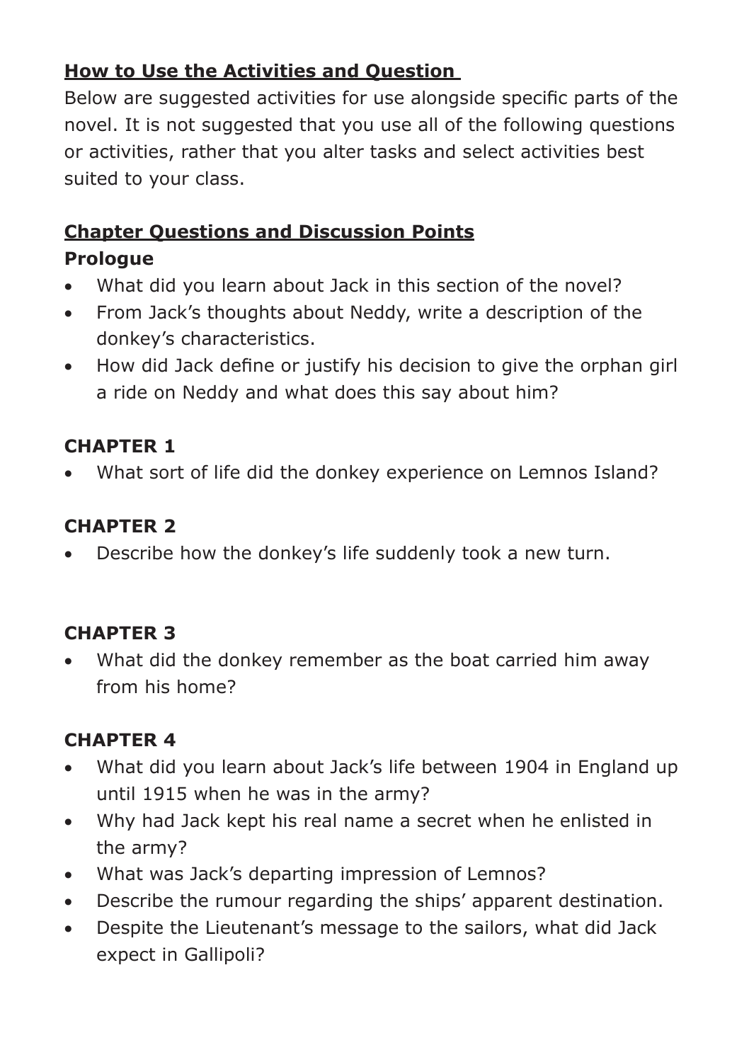## How to Use the Activities and Question

Below are suggested activities for use alongside specific parts of the novel. It is not suggested that you use all of the following questions or activities, rather that you alter tasks and select activities best suited to your class.

## Chapter Questions and Discussion Points

### Prologue

- What did you learn about Jack in this section of the novel?
- From Jack's thoughts about Neddy, write a description of the donkey's characteristics.
- How did Jack define or justify his decision to give the orphan girl a ride on Neddy and what does this say about him?

### CHAPTER 1

- What sort of life did the donkey experience on Lemnos Island?

### CHAPTER 2

- Describe how the donkey's life suddenly took a new turn.

### CHAPTER 3

- What did the donkey remember as the boat carried him away from his home?

### CHAPTER 4

- What did you learn about Jack's life between 1904 in England up until 1915 when he was in the army?
- Why had Jack kept his real name a secret when he enlisted in the army?
- What was Jack's departing impression of Lemnos?
- Describe the rumour regarding the ships' apparent destination.
- Despite the Lieutenant's message to the sailors, what did Jack expect in Gallipoli?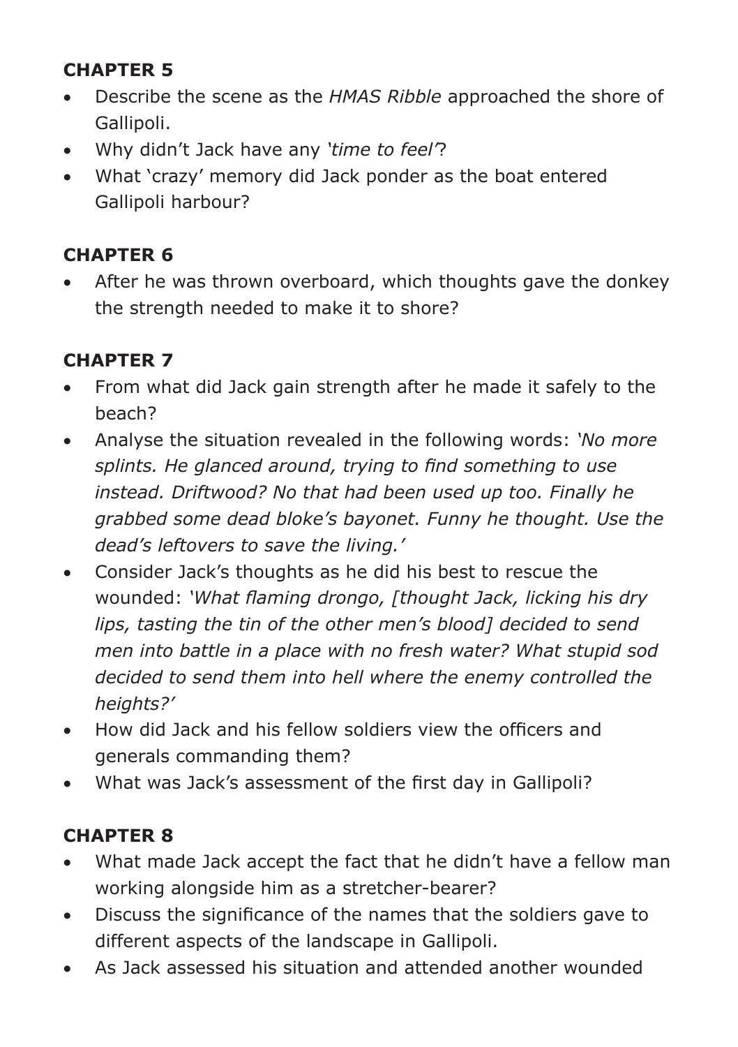## CHAPTER 5

- Describe the scene as the *HMAS Ribble* approached the shore of Gallipoli.
- Why didn't Jack have any *'time to feel'*?
- What 'crazy' memory did Jack ponder as the boat entered Gallipoli harbour?

## CHAPTER 6

- After he was thrown overboard, which thoughts gave the donkey the strength needed to make it to shore?

## CHAPTER 7

- From what did Jack gain strength after he made it safely to the beach?
- Analyse the situation revealed in the following words: *'No more splints. He glanced around, trying to find something to use instead. Driftwood? No that had been used up too. Finally he grabbed some dead bloke's bayonet. Funny he thought. Use the dead's leftovers to save the living.'*
- Consider Jack's thoughts as he did his best to rescue the wounded: *'What flaming drongo, [thought Jack, licking his dry lips, tasting the tin of the other men's blood] decided to send men into battle in a place with no fresh water? What stupid sod decided to send them into hell where the enemy controlled the heights?'*
- How did Jack and his fellow soldiers view the officers and generals commanding them?
- What was Jack's assessment of the first day in Gallipoli?

## CHAPTER 8

- What made Jack accept the fact that he didn't have a fellow man working alongside him as a stretcher-bearer?
- Discuss the significance of the names that the soldiers gave to different aspects of the landscape in Gallipoli.
- As Jack assessed his situation and attended another wounded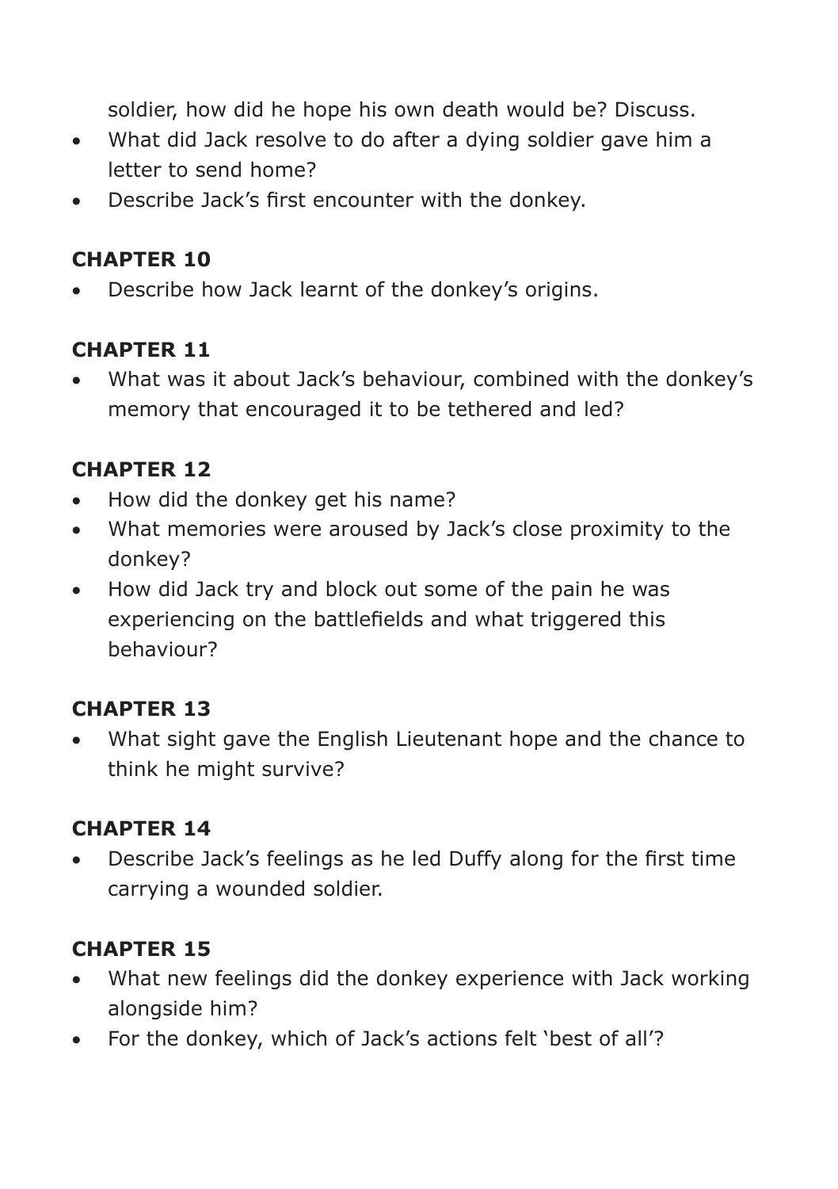soldier, how did he hope his own death would be? Discuss.

- What did Jack resolve to do after a dying soldier gave him a letter to send home?
- Describe Jack's first encounter with the donkey.

### CHAPTER 10

- Describe how Jack learnt of the donkey's origins.

### CHAPTER 11

- What was it about Jack's behaviour, combined with the donkey's memory that encouraged it to be tethered and led?

### CHAPTER 12

- How did the donkey get his name?
- What memories were aroused by Jack's close proximity to the donkey?
- How did Jack try and block out some of the pain he was experiencing on the battlefields and what triggered this behaviour?

### CHAPTER 13

- What sight gave the English Lieutenant hope and the chance to think he might survive?

### CHAPTER 14

- Describe Jack's feelings as he led Duffy along for the first time carrying a wounded soldier.

### CHAPTER 15

- What new feelings did the donkey experience with Jack working alongside him?
- For the donkey, which of Jack's actions felt 'best of all'?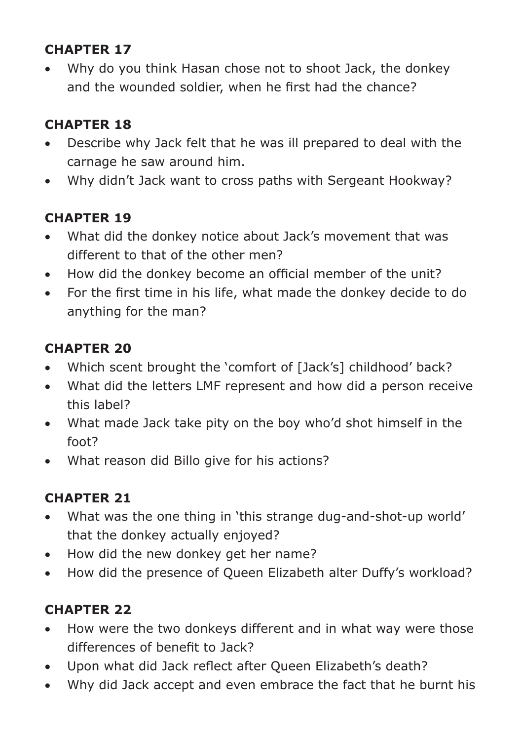## CHAPTER 17

- Why do you think Hasan chose not to shoot Jack, the donkey and the wounded soldier, when he first had the chance?

## CHAPTER 18

- Describe why Jack felt that he was ill prepared to deal with the carnage he saw around him.
- Why didn't Jack want to cross paths with Sergeant Hookway?

## CHAPTER 19

- What did the donkey notice about Jack's movement that was different to that of the other men?
- How did the donkey become an official member of the unit?
- For the first time in his life, what made the donkey decide to do anything for the man?

## CHAPTER 20

- Which scent brought the 'comfort of [Jack's] childhood' back?
- What did the letters LMF represent and how did a person receive this label?
- What made Jack take pity on the boy who'd shot himself in the foot?
- What reason did Billo give for his actions?

## CHAPTER 21

- What was the one thing in 'this strange dug-and-shot-up world' that the donkey actually enjoyed?
- How did the new donkey get her name?
- How did the presence of Queen Elizabeth alter Duffy's workload?

## CHAPTER 22

- How were the two donkeys different and in what way were those differences of benefit to Jack?
- Upon what did Jack reflect after Queen Elizabeth's death?
- Why did Jack accept and even embrace the fact that he burnt his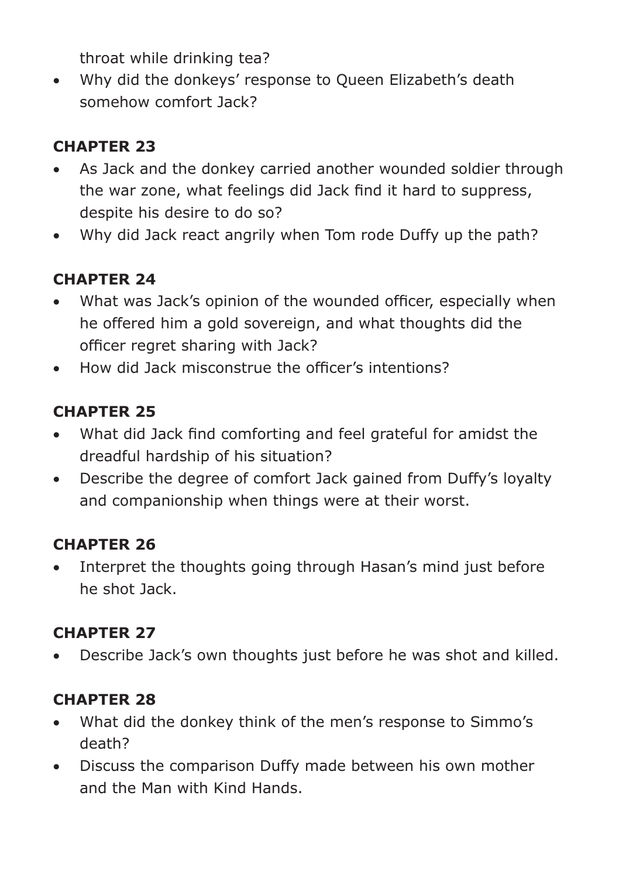throat while drinking tea?
- Why did the donkeys' response to Queen Elizabeth's death somehow comfort Jack?

## CHAPTER 23

- As Jack and the donkey carried another wounded soldier through the war zone, what feelings did Jack find it hard to suppress, despite his desire to do so?
- Why did Jack react angrily when Tom rode Duffy up the path?

## CHAPTER 24

- What was Jack's opinion of the wounded officer, especially when he offered him a gold sovereign, and what thoughts did the officer regret sharing with Jack?
- How did Jack misconstrue the officer's intentions?

## CHAPTER 25

- What did Jack find comforting and feel grateful for amidst the dreadful hardship of his situation?
- Describe the degree of comfort Jack gained from Duffy's loyalty and companionship when things were at their worst.

## CHAPTER 26

- Interpret the thoughts going through Hasan's mind just before he shot Jack.

## CHAPTER 27

- Describe Jack's own thoughts just before he was shot and killed.

## CHAPTER 28

- What did the donkey think of the men's response to Simmo's death?
- Discuss the comparison Duffy made between his own mother and the Man with Kind Hands.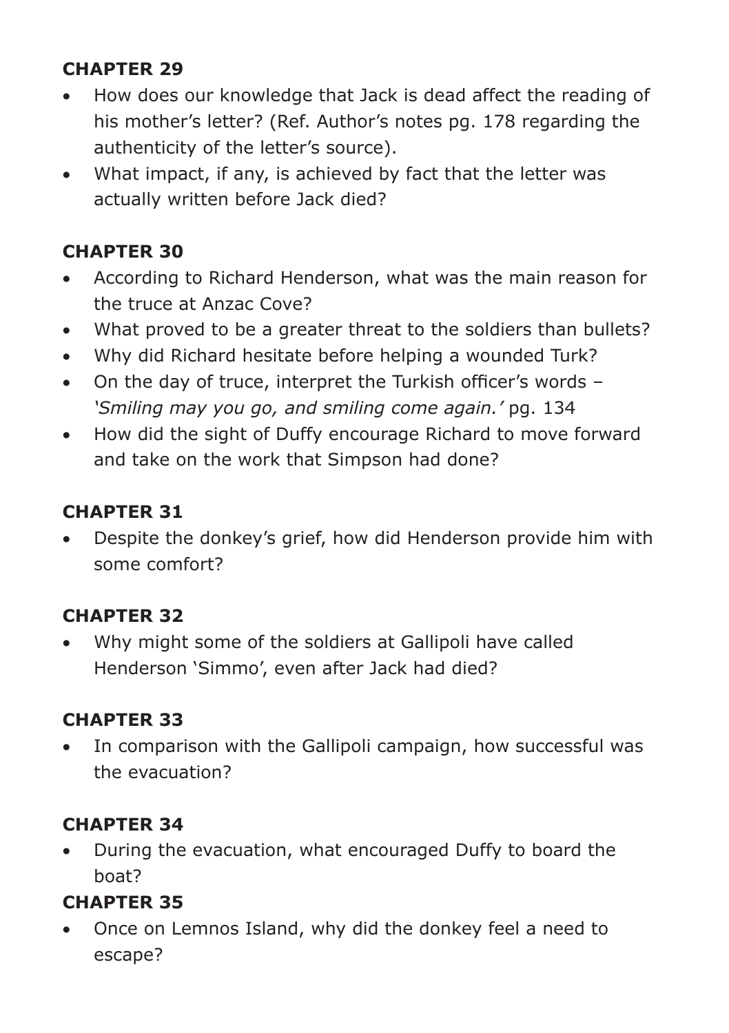## CHAPTER 29

- How does our knowledge that Jack is dead affect the reading of his mother's letter? (Ref. Author's notes pg. 178 regarding the authenticity of the letter's source).
- What impact, if any, is achieved by fact that the letter was actually written before Jack died?

## CHAPTER 30

- According to Richard Henderson, what was the main reason for the truce at Anzac Cove?
- What proved to be a greater threat to the soldiers than bullets?
- Why did Richard hesitate before helping a wounded Turk?
- On the day of truce, interpret the Turkish officer's words – *'Smiling may you go, and smiling come again.'* pg. 134
- How did the sight of Duffy encourage Richard to move forward and take on the work that Simpson had done?

## CHAPTER 31

- Despite the donkey's grief, how did Henderson provide him with some comfort?

## CHAPTER 32

- Why might some of the soldiers at Gallipoli have called Henderson 'Simmo', even after Jack had died?

## CHAPTER 33

- In comparison with the Gallipoli campaign, how successful was the evacuation?

## CHAPTER 34

- During the evacuation, what encouraged Duffy to board the boat?

## CHAPTER 35

- Once on Lemnos Island, why did the donkey feel a need to escape?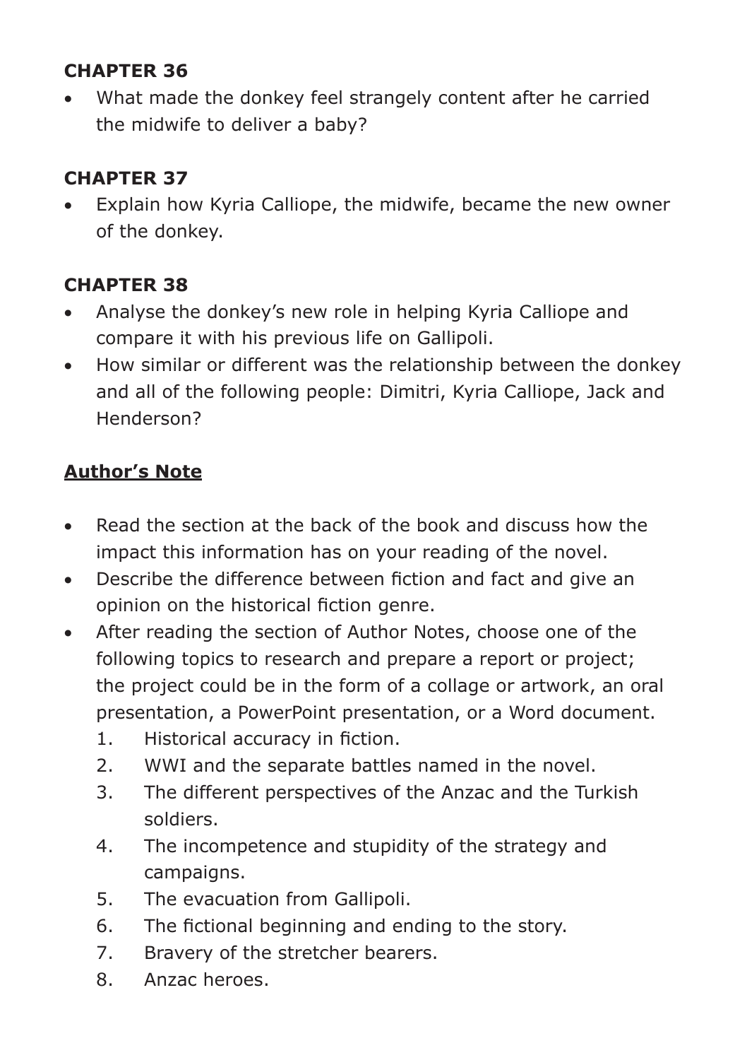## CHAPTER 36

- What made the donkey feel strangely content after he carried the midwife to deliver a baby?

## CHAPTER 37

- Explain how Kyria Calliope, the midwife, became the new owner of the donkey.

## CHAPTER 38

- Analyse the donkey's new role in helping Kyria Calliope and compare it with his previous life on Gallipoli.
- How similar or different was the relationship between the donkey and all of the following people: Dimitri, Kyria Calliope, Jack and Henderson?

## Author's Note

- Read the section at the back of the book and discuss how the impact this information has on your reading of the novel.
- Describe the difference between fiction and fact and give an opinion on the historical fiction genre.
- After reading the section of Author Notes, choose one of the following topics to research and prepare a report or project; the project could be in the form of a collage or artwork, an oral presentation, a PowerPoint presentation, or a Word document.
  1. Historical accuracy in fiction.
  2. WWI and the separate battles named in the novel.
  3. The different perspectives of the Anzac and the Turkish soldiers.
  4. The incompetence and stupidity of the strategy and campaigns.
  5. The evacuation from Gallipoli.
  6. The fictional beginning and ending to the story.
  7. Bravery of the stretcher bearers.
  8. Anzac heroes.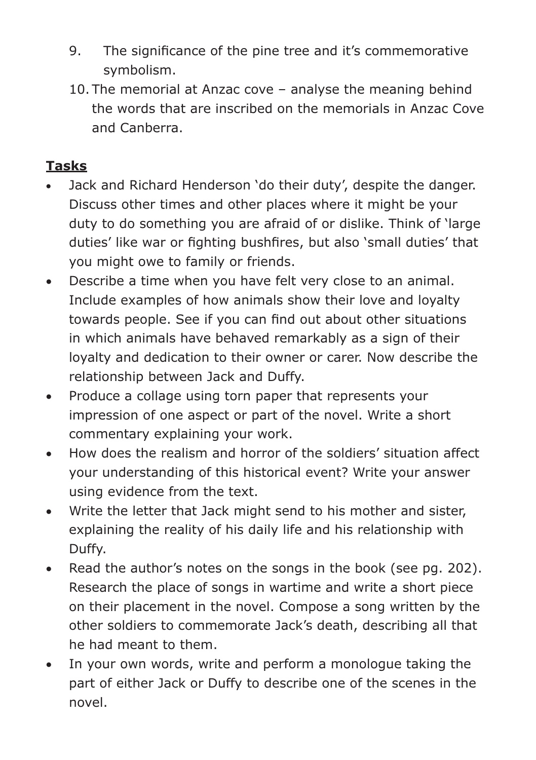9. The significance of the pine tree and it's commemorative symbolism.
10. The memorial at Anzac cove – analyse the meaning behind the words that are inscribed on the memorials in Anzac Cove and Canberra.

**Tasks**

- Jack and Richard Henderson 'do their duty', despite the danger. Discuss other times and other places where it might be your duty to do something you are afraid of or dislike. Think of 'large duties' like war or fighting bushfires, but also 'small duties' that you might owe to family or friends.
- Describe a time when you have felt very close to an animal. Include examples of how animals show their love and loyalty towards people. See if you can find out about other situations in which animals have behaved remarkably as a sign of their loyalty and dedication to their owner or carer. Now describe the relationship between Jack and Duffy.
- Produce a collage using torn paper that represents your impression of one aspect or part of the novel. Write a short commentary explaining your work.
- How does the realism and horror of the soldiers' situation affect your understanding of this historical event? Write your answer using evidence from the text.
- Write the letter that Jack might send to his mother and sister, explaining the reality of his daily life and his relationship with Duffy.
- Read the author's notes on the songs in the book (see pg. 202). Research the place of songs in wartime and write a short piece on their placement in the novel. Compose a song written by the other soldiers to commemorate Jack's death, describing all that he had meant to them.
- In your own words, write and perform a monologue taking the part of either Jack or Duffy to describe one of the scenes in the novel.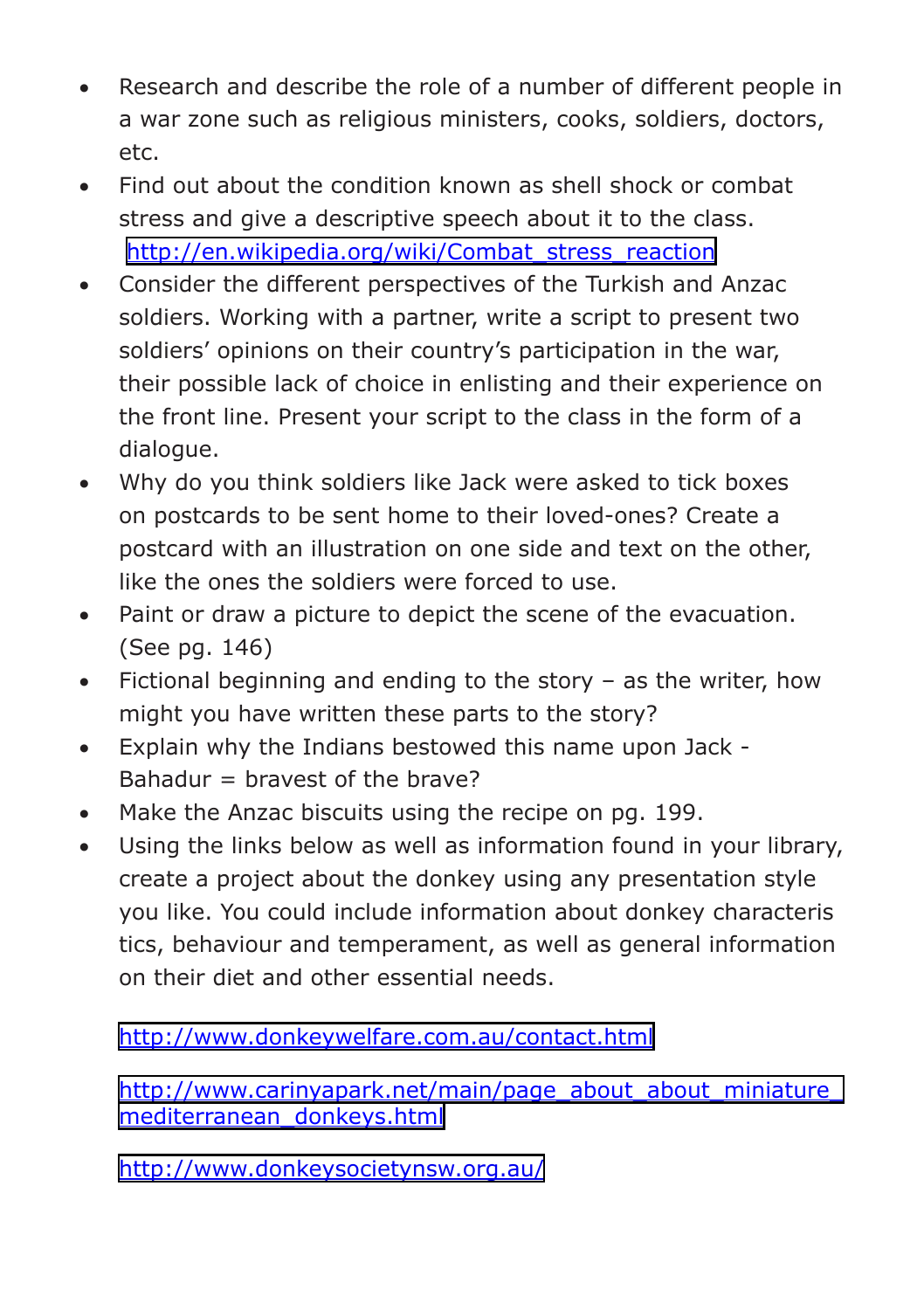- Research and describe the role of a number of different people in a war zone such as religious ministers, cooks, soldiers, doctors, etc.
- Find out about the condition known as shell shock or combat stress and give a descriptive speech about it to the class. http://en.wikipedia.org/wiki/Combat_stress_reaction
- Consider the different perspectives of the Turkish and Anzac soldiers. Working with a partner, write a script to present two soldiers' opinions on their country's participation in the war, their possible lack of choice in enlisting and their experience on the front line. Present your script to the class in the form of a dialogue.
- Why do you think soldiers like Jack were asked to tick boxes on postcards to be sent home to their loved-ones? Create a postcard with an illustration on one side and text on the other, like the ones the soldiers were forced to use.
- Paint or draw a picture to depict the scene of the evacuation. (See pg. 146)
- Fictional beginning and ending to the story – as the writer, how might you have written these parts to the story?
- Explain why the Indians bestowed this name upon Jack - Bahadur = bravest of the brave?
- Make the Anzac biscuits using the recipe on pg. 199.
- Using the links below as well as information found in your library, create a project about the donkey using any presentation style you like. You could include information about donkey characteristics, behaviour and temperament, as well as general information on their diet and other essential needs.

  http://www.donkeywelfare.com.au/contact.html

  http://www.carinyapark.net/main/page_about_about_miniature_mediterranean_donkeys.html

  http://www.donkeysocietynsw.org.au/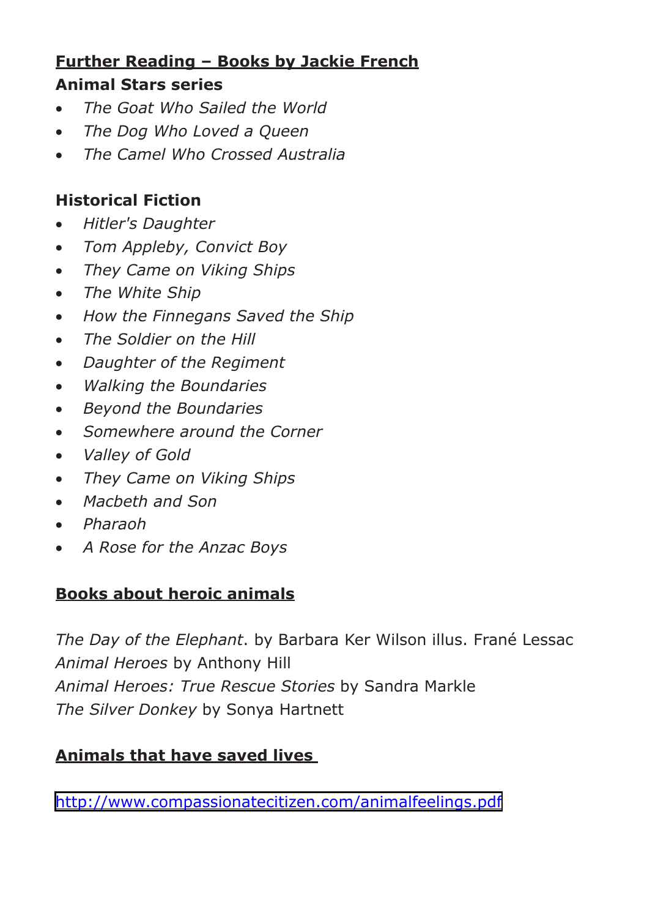## Further Reading – Books by Jackie French

### Animal Stars series

- *The Goat Who Sailed the World*
- *The Dog Who Loved a Queen*
- *The Camel Who Crossed Australia*

### Historical Fiction

- *Hitler's Daughter*
- *Tom Appleby, Convict Boy*
- *They Came on Viking Ships*
- *The White Ship*
- *How the Finnegans Saved the Ship*
- *The Soldier on the Hill*
- *Daughter of the Regiment*
- *Walking the Boundaries*
- *Beyond the Boundaries*
- *Somewhere around the Corner*
- *Valley of Gold*
- *They Came on Viking Ships*
- *Macbeth and Son*
- *Pharaoh*
- *A Rose for the Anzac Boys*

## Books about heroic animals

*The Day of the Elephant*. by Barbara Ker Wilson illus. Frané Lessac
*Animal Heroes* by Anthony Hill
*Animal Heroes: True Rescue Stories* by Sandra Markle
*The Silver Donkey* by Sonya Hartnett

## Animals that have saved lives

http://www.compassionatecitizen.com/animalfeelings.pdf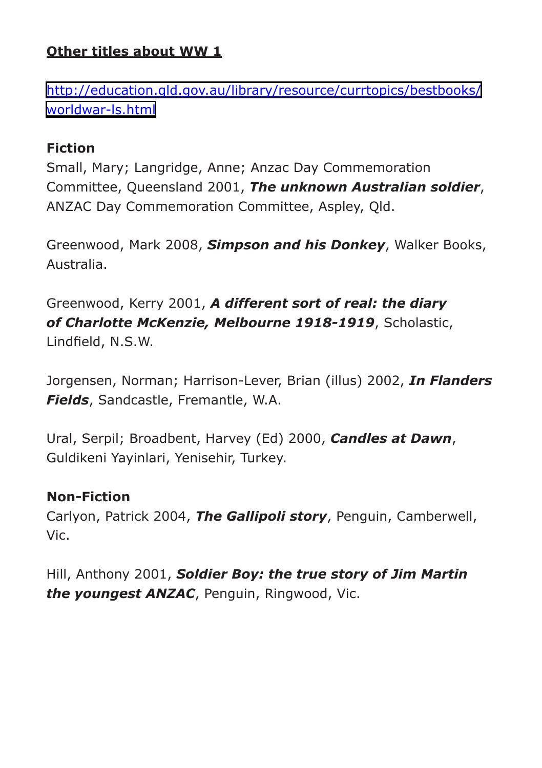**Other titles about WW 1**

[http://education.qld.gov.au/library/resource/currtopics/bestbooks/worldwar-ls.html](http://education.qld.gov.au/library/resource/currtopics/bestbooks/worldwar-ls.html)

**Fiction**

Small, Mary; Langridge, Anne; Anzac Day Commemoration Committee, Queensland 2001, ***The unknown Australian soldier***, ANZAC Day Commemoration Committee, Aspley, Qld.

Greenwood, Mark 2008, ***Simpson and his Donkey***, Walker Books, Australia.

Greenwood, Kerry 2001, ***A different sort of real: the diary of Charlotte McKenzie, Melbourne 1918-1919***, Scholastic, Lindfield, N.S.W.

Jorgensen, Norman; Harrison-Lever, Brian (illus) 2002, ***In Flanders Fields***, Sandcastle, Fremantle, W.A.

Ural, Serpil; Broadbent, Harvey (Ed) 2000, ***Candles at Dawn***, Guldikeni Yayinlari, Yenisehir, Turkey.

**Non-Fiction**

Carlyon, Patrick 2004, ***The Gallipoli story***, Penguin, Camberwell, Vic.

Hill, Anthony 2001, ***Soldier Boy: the true story of Jim Martin the youngest ANZAC***, Penguin, Ringwood, Vic.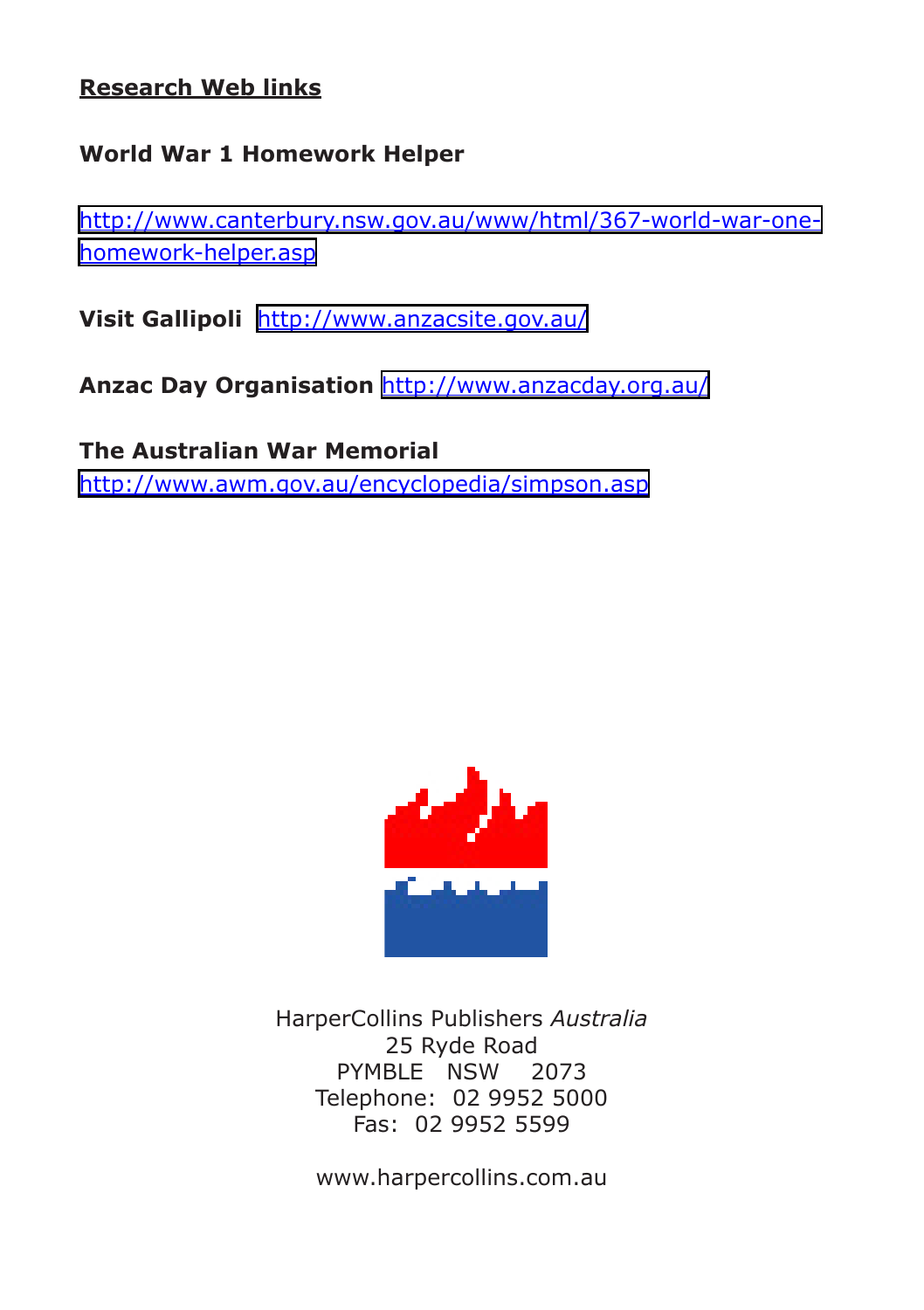**Research Web links**

**World War 1 Homework Helper**

http://www.canterbury.nsw.gov.au/www/html/367-world-war-one-homework-helper.asp

**Visit Gallipoli** http://www.anzacsite.gov.au/

**Anzac Day Organisation** http://www.anzacday.org.au/

**The Australian War Memorial**
http://www.awm.gov.au/encyclopedia/simpson.asp

HarperCollins Publishers *Australia*
25 Ryde Road
PYMBLE NSW 2073
Telephone: 02 9952 5000
Fas: 02 9952 5599

www.harpercollins.com.au